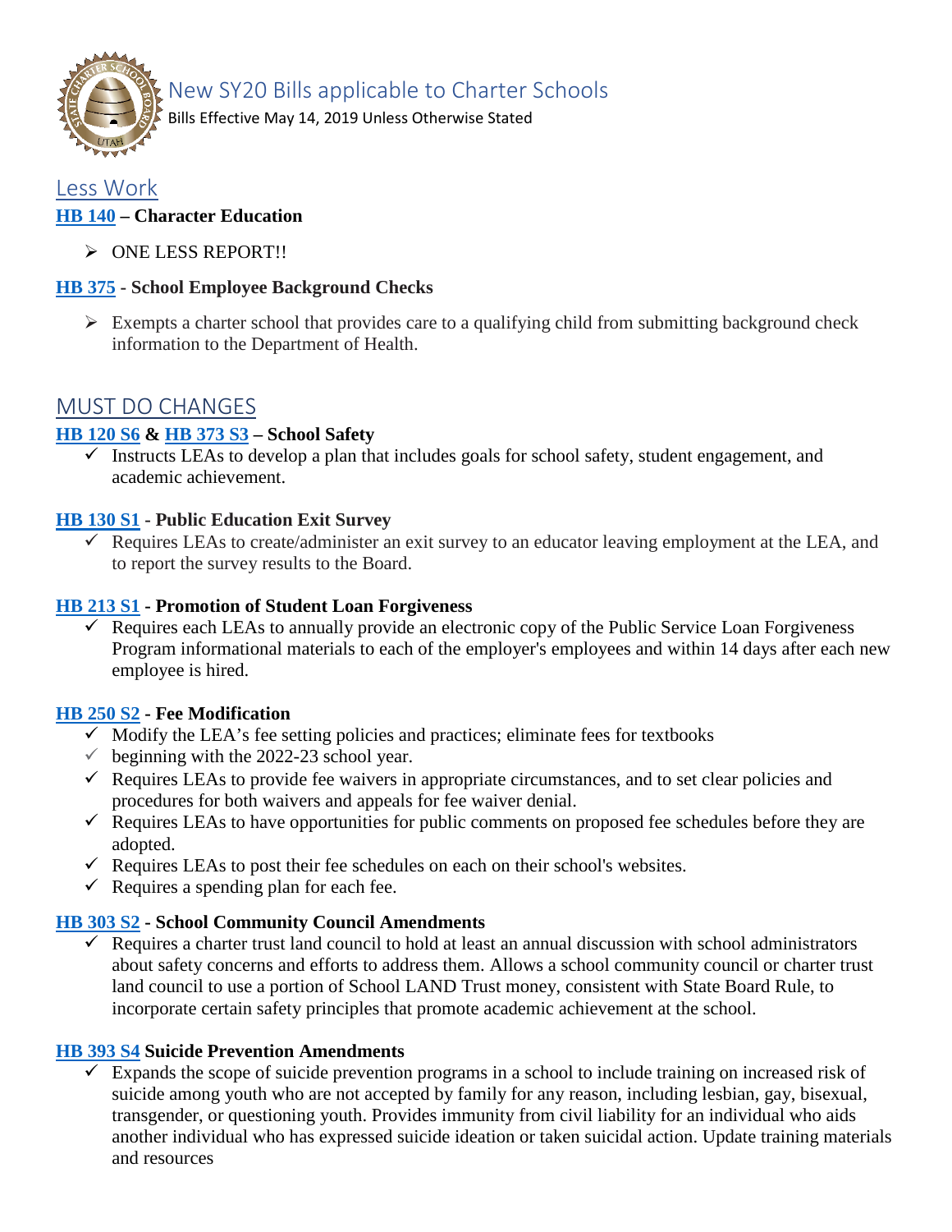# New SY20 Bills applicable to Charter Schools

Bills Effective May 14, 2019 Unless Otherwise Stated

## Less Work

### HB 140 – Character Education

- ONE LESS REPORT!!

### HB 375 - School Employee Background Checks

- Exempts a charter school that provides care to a qualifying child from submitting background check information to the Department of Health.

## MUST DO CHANGES

### HB 120 S6 & HB 373 S3 – School Safety

- ✓ Instructs LEAs to develop a plan that includes goals for school safety, student engagement, and academic achievement.

### HB 130 S1 - Public Education Exit Survey

- ✓ Requires LEAs to create/administer an exit survey to an educator leaving employment at the LEA, and to report the survey results to the Board.

### HB 213 S1 - Promotion of Student Loan Forgiveness

- ✓ Requires each LEAs to annually provide an electronic copy of the Public Service Loan Forgiveness Program informational materials to each of the employer's employees and within 14 days after each new employee is hired.

### HB 250 S2 - Fee Modification

- ✓ Modify the LEA's fee setting policies and practices; eliminate fees for textbooks
- ✓ beginning with the 2022-23 school year.
- ✓ Requires LEAs to provide fee waivers in appropriate circumstances, and to set clear policies and procedures for both waivers and appeals for fee waiver denial.
- ✓ Requires LEAs to have opportunities for public comments on proposed fee schedules before they are adopted.
- ✓ Requires LEAs to post their fee schedules on each on their school's websites.
- ✓ Requires a spending plan for each fee.

### HB 303 S2 - School Community Council Amendments

- ✓ Requires a charter trust land council to hold at least an annual discussion with school administrators about safety concerns and efforts to address them. Allows a school community council or charter trust land council to use a portion of School LAND Trust money, consistent with State Board Rule, to incorporate certain safety principles that promote academic achievement at the school.

### HB 393 S4 Suicide Prevention Amendments

- ✓ Expands the scope of suicide prevention programs in a school to include training on increased risk of suicide among youth who are not accepted by family for any reason, including lesbian, gay, bisexual, transgender, or questioning youth. Provides immunity from civil liability for an individual who aids another individual who has expressed suicide ideation or taken suicidal action. Update training materials and resources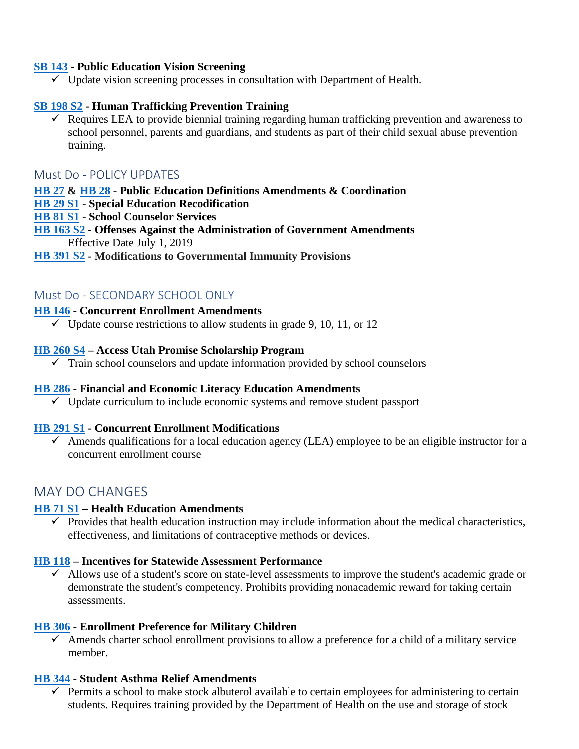**SB 143 - Public Education Vision Screening**

- ✓ Update vision screening processes in consultation with Department of Health.

**SB 198 S2 - Human Trafficking Prevention Training**

- ✓ Requires LEA to provide biennial training regarding human trafficking prevention and awareness to school personnel, parents and guardians, and students as part of their child sexual abuse prevention training.

## Must Do - POLICY UPDATES

**HB 27 & HB 28 - Public Education Definitions Amendments & Coordination**
**HB 29 S1 - Special Education Recodification**
**HB 81 S1 - School Counselor Services**
**HB 163 S2 - Offenses Against the Administration of Government Amendments**
Effective Date July 1, 2019
**HB 391 S2 - Modifications to Governmental Immunity Provisions**

## Must Do - SECONDARY SCHOOL ONLY

**HB 146 - Concurrent Enrollment Amendments**

- ✓ Update course restrictions to allow students in grade 9, 10, 11, or 12

**HB 260 S4 – Access Utah Promise Scholarship Program**

- ✓ Train school counselors and update information provided by school counselors

**HB 286 - Financial and Economic Literacy Education Amendments**

- ✓ Update curriculum to include economic systems and remove student passport

**HB 291 S1 - Concurrent Enrollment Modifications**

- ✓ Amends qualifications for a local education agency (LEA) employee to be an eligible instructor for a concurrent enrollment course

# MAY DO CHANGES

**HB 71 S1 – Health Education Amendments**

- ✓ Provides that health education instruction may include information about the medical characteristics, effectiveness, and limitations of contraceptive methods or devices.

**HB 118 – Incentives for Statewide Assessment Performance**

- ✓ Allows use of a student's score on state-level assessments to improve the student's academic grade or demonstrate the student's competency. Prohibits providing nonacademic reward for taking certain assessments.

**HB 306 - Enrollment Preference for Military Children**

- ✓ Amends charter school enrollment provisions to allow a preference for a child of a military service member.

**HB 344 - Student Asthma Relief Amendments**

- ✓ Permits a school to make stock albuterol available to certain employees for administering to certain students. Requires training provided by the Department of Health on the use and storage of stock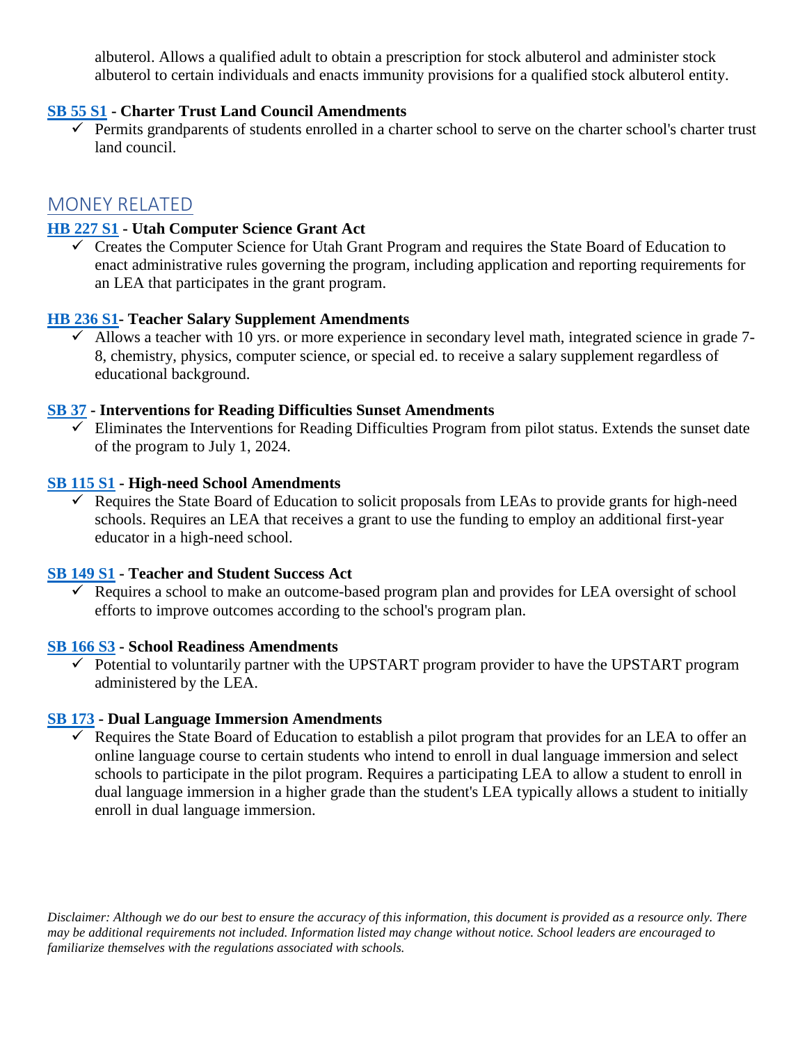albuterol. Allows a qualified adult to obtain a prescription for stock albuterol and administer stock albuterol to certain individuals and enacts immunity provisions for a qualified stock albuterol entity.

**SB 55 S1 - Charter Trust Land Council Amendments**

- ✓ Permits grandparents of students enrolled in a charter school to serve on the charter school's charter trust land council.

## MONEY RELATED

**HB 227 S1 - Utah Computer Science Grant Act**

- ✓ Creates the Computer Science for Utah Grant Program and requires the State Board of Education to enact administrative rules governing the program, including application and reporting requirements for an LEA that participates in the grant program.

**HB 236 S1- Teacher Salary Supplement Amendments**

- ✓ Allows a teacher with 10 yrs. or more experience in secondary level math, integrated science in grade 7-8, chemistry, physics, computer science, or special ed. to receive a salary supplement regardless of educational background.

**SB 37 - Interventions for Reading Difficulties Sunset Amendments**

- ✓ Eliminates the Interventions for Reading Difficulties Program from pilot status. Extends the sunset date of the program to July 1, 2024.

**SB 115 S1 - High-need School Amendments**

- ✓ Requires the State Board of Education to solicit proposals from LEAs to provide grants for high-need schools. Requires an LEA that receives a grant to use the funding to employ an additional first-year educator in a high-need school.

**SB 149 S1 - Teacher and Student Success Act**

- ✓ Requires a school to make an outcome-based program plan and provides for LEA oversight of school efforts to improve outcomes according to the school's program plan.

**SB 166 S3 - School Readiness Amendments**

- ✓ Potential to voluntarily partner with the UPSTART program provider to have the UPSTART program administered by the LEA.

**SB 173 - Dual Language Immersion Amendments**

- ✓ Requires the State Board of Education to establish a pilot program that provides for an LEA to offer an online language course to certain students who intend to enroll in dual language immersion and select schools to participate in the pilot program. Requires a participating LEA to allow a student to enroll in dual language immersion in a higher grade than the student's LEA typically allows a student to initially enroll in dual language immersion.

*Disclaimer: Although we do our best to ensure the accuracy of this information, this document is provided as a resource only. There may be additional requirements not included. Information listed may change without notice. School leaders are encouraged to familiarize themselves with the regulations associated with schools.*